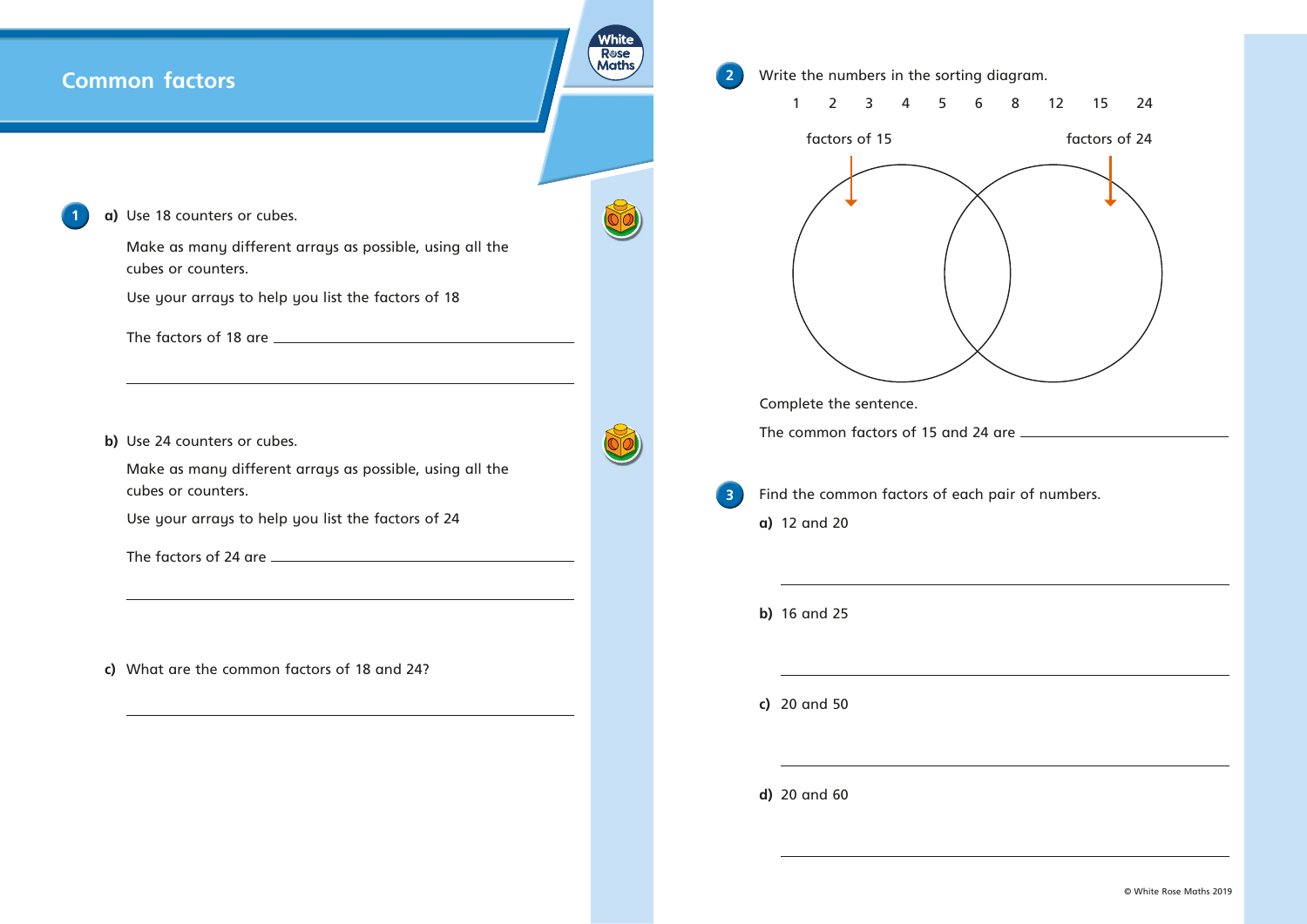# Common factors

**1** **a)** Use 18 counters or cubes.

Make as many different arrays as possible, using all the cubes or counters.

Use your arrays to help you list the factors of 18

The factors of 18 are ______________________________

______________________________

**b)** Use 24 counters or cubes.

Make as many different arrays as possible, using all the cubes or counters.

Use your arrays to help you list the factors of 24

The factors of 24 are ______________________________

______________________________

**c)** What are the common factors of 18 and 24?

______________________________

**2** Write the numbers in the sorting diagram.

1 2 3 4 5 6 8 12 15 24

factors of 15 | factors of 24

Complete the sentence.

The common factors of 15 and 24 are ______________________________

**3** Find the common factors of each pair of numbers.

**a)** 12 and 20

______________________________

**b)** 16 and 25

______________________________

**c)** 20 and 50

______________________________

**d)** 20 and 60

______________________________

© White Rose Maths 2019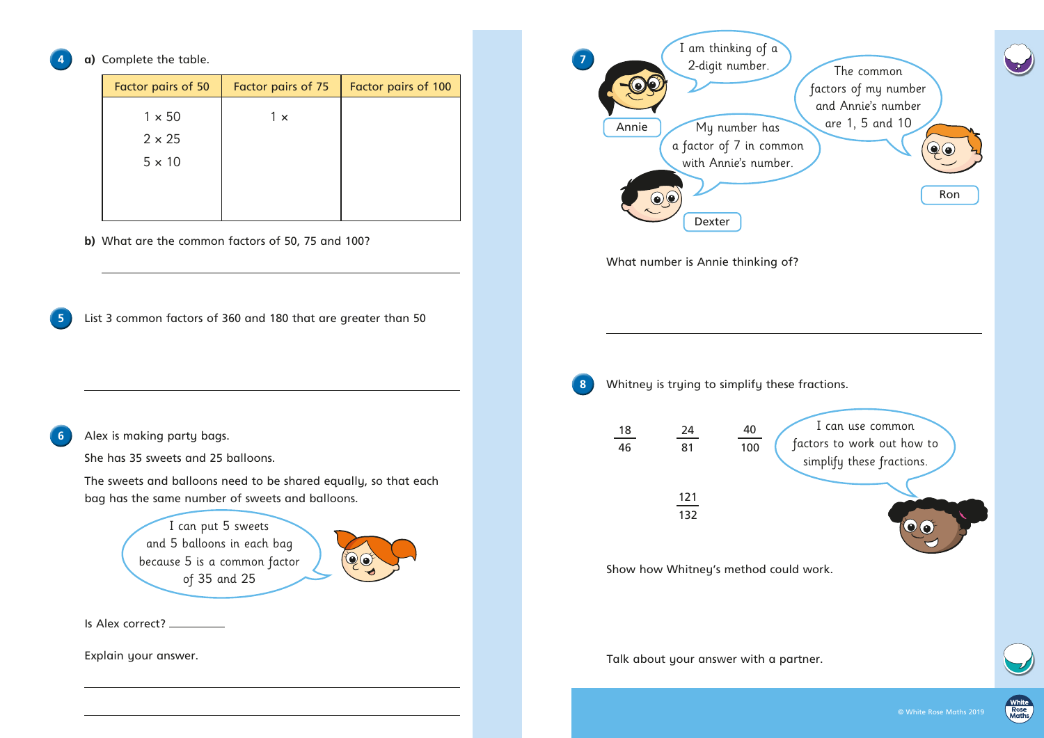**4** a) Complete the table.

| Factor pairs of 50 | Factor pairs of 75 | Factor pairs of 100 |
|---|---|---|
| $1 \times 50$<br>$2 \times 25$<br>$5 \times 10$ | $1 \times$ | |

b) What are the common factors of 50, 75 and 100?

______________________________

**5** List 3 common factors of 360 and 180 that are greater than 50

______________________________

**6** Alex is making party bags.

She has 35 sweets and 25 balloons.

The sweets and balloons need to be shared equally, so that each bag has the same number of sweets and balloons.

Alex: I can put 5 sweets and 5 balloons in each bag because 5 is a common factor of 35 and 25

Is Alex correct? __________

Explain your answer.

______________________________

______________________________

**7**

Annie: I am thinking of a 2-digit number.

Ron: The common factors of my number and Annie's number are 1, 5 and 10

Dexter: My number has a factor of 7 in common with Annie's number.

What number is Annie thinking of?

______________________________

**8** Whitney is trying to simplify these fractions.

$\frac{18}{46}$ $\frac{24}{81}$ $\frac{40}{100}$ $\frac{121}{132}$

Whitney: I can use common factors to work out how to simplify these fractions.

Show how Whitney's method could work.

Talk about your answer with a partner.